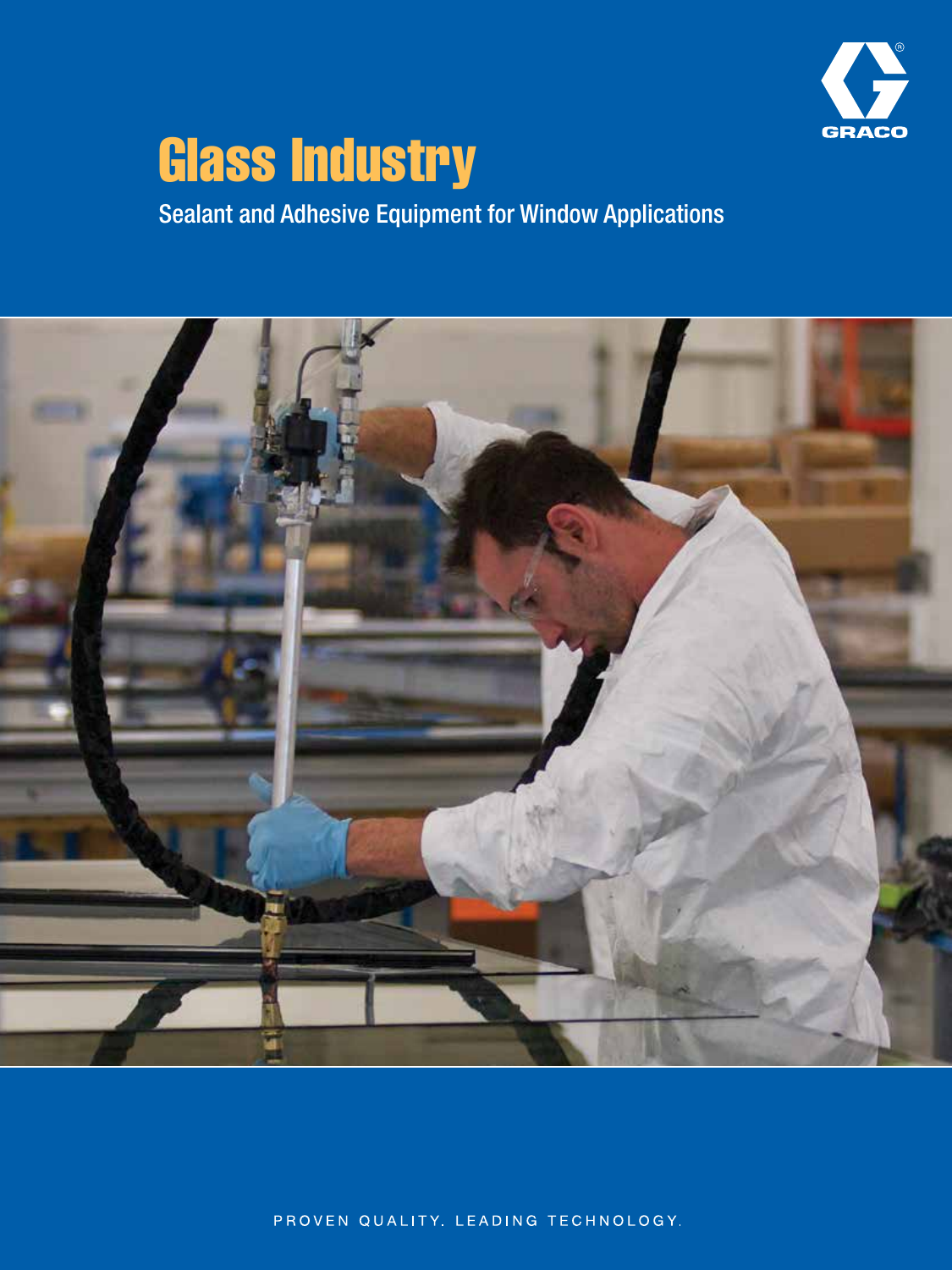GRACO

# Glass Industry

Sealant and Adhesive Equipment for Window Applications

PROVEN QUALITY. LEADING TECHNOLOGY.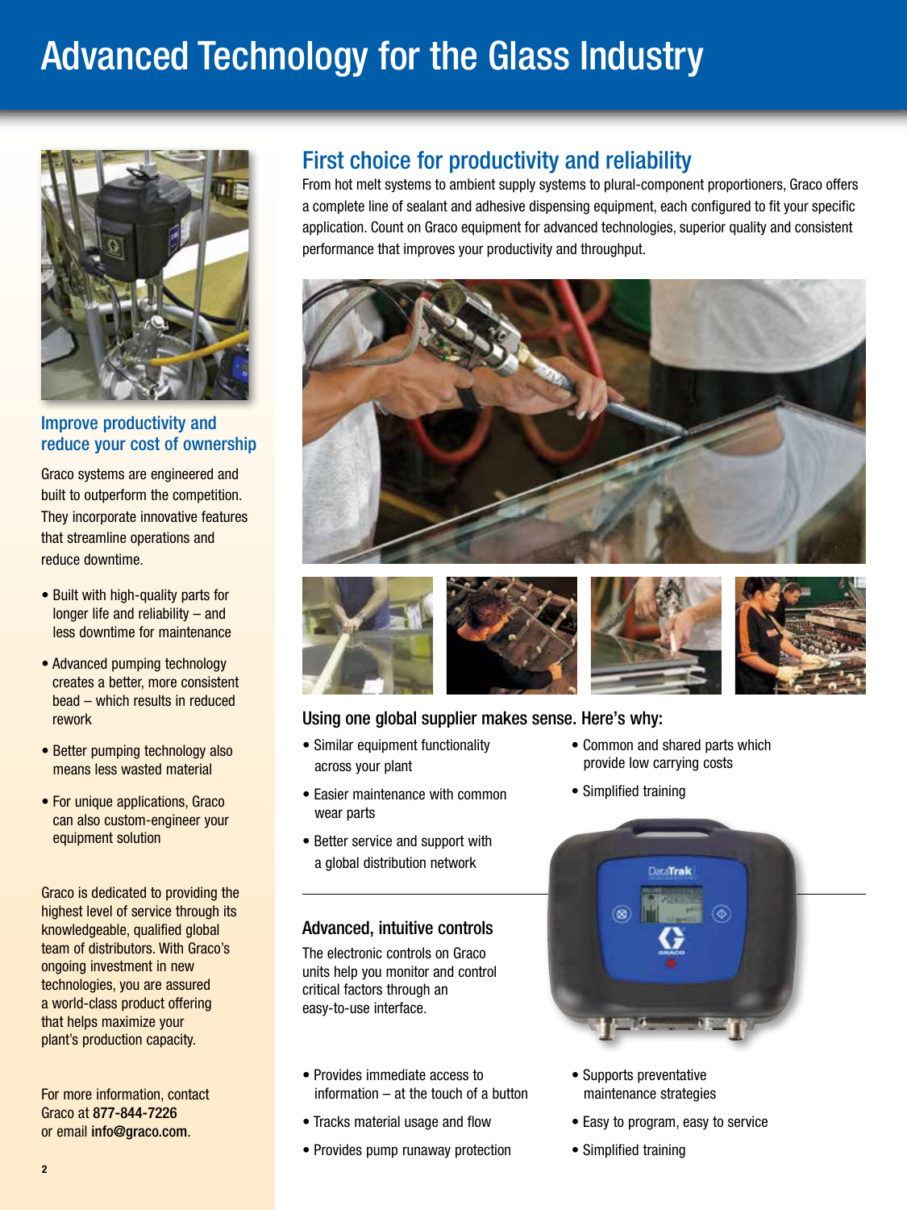# Advanced Technology for the Glass Industry

## Improve productivity and reduce your cost of ownership

Graco systems are engineered and built to outperform the competition. They incorporate innovative features that streamline operations and reduce downtime.

- Built with high-quality parts for longer life and reliability – and less downtime for maintenance
- Advanced pumping technology creates a better, more consistent bead – which results in reduced rework
- Better pumping technology also means less wasted material
- For unique applications, Graco can also custom-engineer your equipment solution

Graco is dedicated to providing the highest level of service through its knowledgeable, qualified global team of distributors. With Graco's ongoing investment in new technologies, you are assured a world-class product offering that helps maximize your plant's production capacity.

For more information, contact Graco at **877-844-7226** or email **info@graco.com**.

## First choice for productivity and reliability

From hot melt systems to ambient supply systems to plural-component proportioners, Graco offers a complete line of sealant and adhesive dispensing equipment, each configured to fit your specific application. Count on Graco equipment for advanced technologies, superior quality and consistent performance that improves your productivity and throughput.

### Using one global supplier makes sense. Here's why:

- Similar equipment functionality across your plant
- Easier maintenance with common wear parts
- Better service and support with a global distribution network
- Common and shared parts which provide low carrying costs
- Simplified training

### Advanced, intuitive controls

The electronic controls on Graco units help you monitor and control critical factors through an easy-to-use interface.

- Provides immediate access to information – at the touch of a button
- Tracks material usage and flow
- Provides pump runaway protection
- Supports preventative maintenance strategies
- Easy to program, easy to service
- Simplified training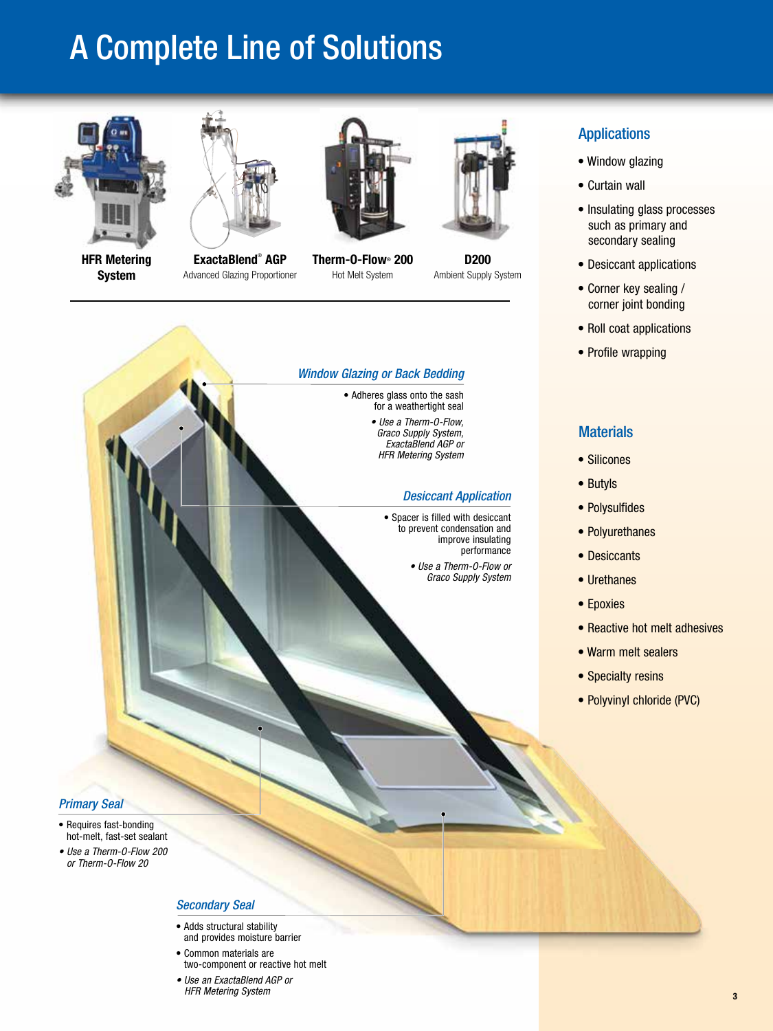# A Complete Line of Solutions

**HFR Metering System**

**ExactaBlend® AGP**
Advanced Glazing Proportioner

**Therm-O-Flow® 200**
Hot Melt System

**D200**
Ambient Supply System

## Applications

- Window glazing
- Curtain wall
- Insulating glass processes such as primary and secondary sealing
- Desiccant applications
- Corner key sealing / corner joint bonding
- Roll coat applications
- Profile wrapping

## Materials

- Silicones
- Butyls
- Polysulfides
- Polyurethanes
- Desiccants
- Urethanes
- Epoxies
- Reactive hot melt adhesives
- Warm melt sealers
- Specialty resins
- Polyvinyl chloride (PVC)

### *Window Glazing or Back Bedding*

- Adheres glass onto the sash for a weathertight seal
- *Use a Therm-O-Flow, Graco Supply System, ExactaBlend AGP or HFR Metering System*

### *Desiccant Application*

- Spacer is filled with desiccant to prevent condensation and improve insulating performance
- *Use a Therm-O-Flow or Graco Supply System*

### *Primary Seal*

- Requires fast-bonding hot-melt, fast-set sealant
- *Use a Therm-O-Flow 200 or Therm-O-Flow 20*

### *Secondary Seal*

- Adds structural stability and provides moisture barrier
- Common materials are two-component or reactive hot melt
- *Use an ExactaBlend AGP or HFR Metering System*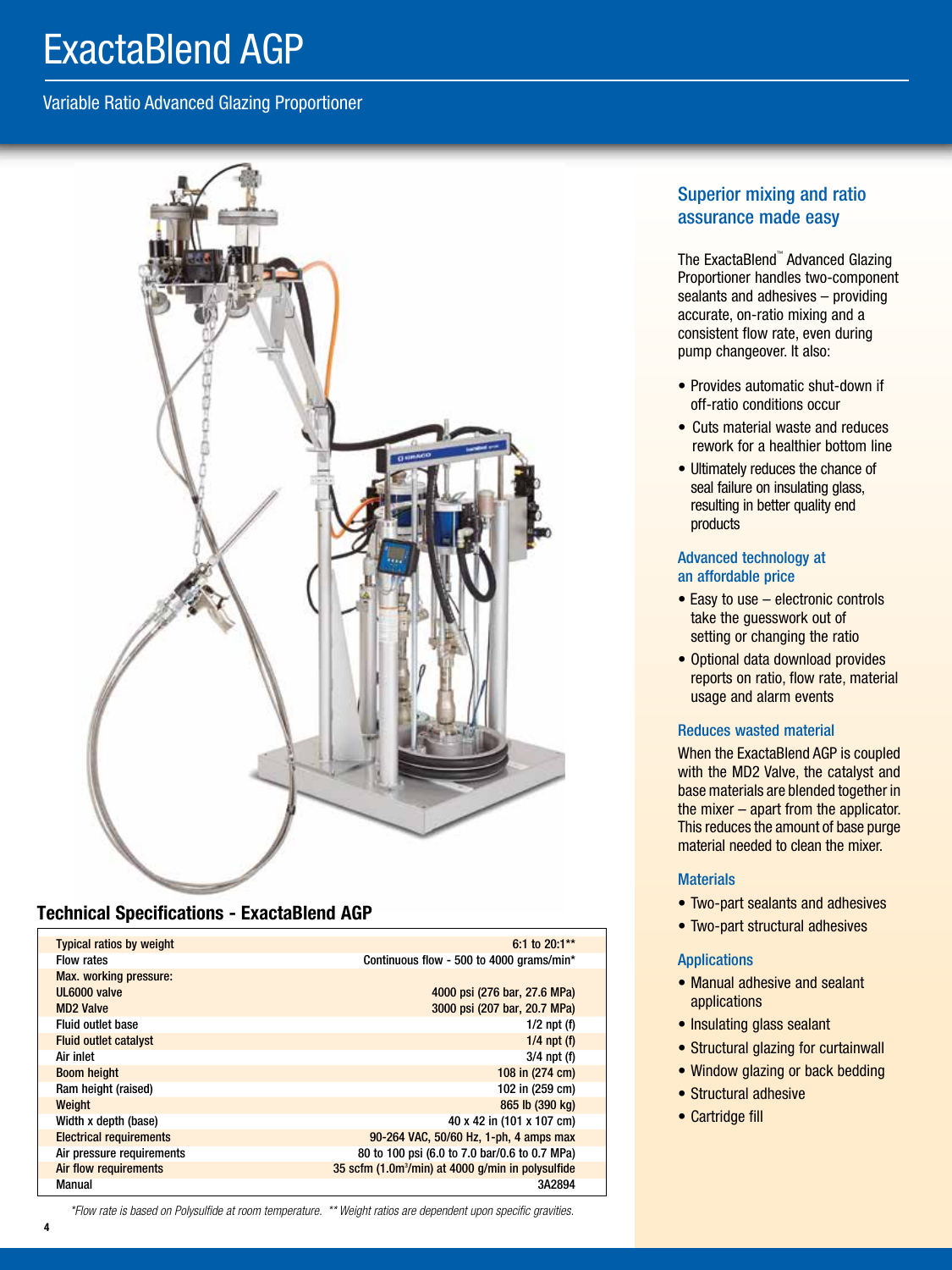# ExactaBlend AGP

Variable Ratio Advanced Glazing Proportioner

## Superior mixing and ratio assurance made easy

The ExactaBlend™ Advanced Glazing Proportioner handles two-component sealants and adhesives – providing accurate, on-ratio mixing and a consistent flow rate, even during pump changeover. It also:

- Provides automatic shut-down if off-ratio conditions occur
- Cuts material waste and reduces rework for a healthier bottom line
- Ultimately reduces the chance of seal failure on insulating glass, resulting in better quality end products

### Advanced technology at an affordable price

- Easy to use – electronic controls take the guesswork out of setting or changing the ratio
- Optional data download provides reports on ratio, flow rate, material usage and alarm events

### Reduces wasted material

When the ExactaBlend AGP is coupled with the MD2 Valve, the catalyst and base materials are blended together in the mixer – apart from the applicator. This reduces the amount of base purge material needed to clean the mixer.

### Materials

- Two-part sealants and adhesives
- Two-part structural adhesives

### Applications

- Manual adhesive and sealant applications
- Insulating glass sealant
- Structural glazing for curtainwall
- Window glazing or back bedding
- Structural adhesive
- Cartridge fill

## Technical Specifications - ExactaBlend AGP

| | |
|---|---|
| Typical ratios by weight | 6:1 to 20:1** |
| Flow rates | Continuous flow - 500 to 4000 grams/min* |
| Max. working pressure: | |
| UL6000 valve | 4000 psi (276 bar, 27.6 MPa) |
| MD2 Valve | 3000 psi (207 bar, 20.7 MPa) |
| Fluid outlet base | 1/2 npt (f) |
| Fluid outlet catalyst | 1/4 npt (f) |
| Air inlet | 3/4 npt (f) |
| Boom height | 108 in (274 cm) |
| Ram height (raised) | 102 in (259 cm) |
| Weight | 865 lb (390 kg) |
| Width x depth (base) | 40 x 42 in (101 x 107 cm) |
| Electrical requirements | 90-264 VAC, 50/60 Hz, 1-ph, 4 amps max |
| Air pressure requirements | 80 to 100 psi (6.0 to 7.0 bar/0.6 to 0.7 MPa) |
| Air flow requirements | 35 scfm (1.0m³/min) at 4000 g/min in polysulfide |
| Manual | 3A2894 |

*\*Flow rate is based on Polysulfide at room temperature. \*\* Weight ratios are dependent upon specific gravities.*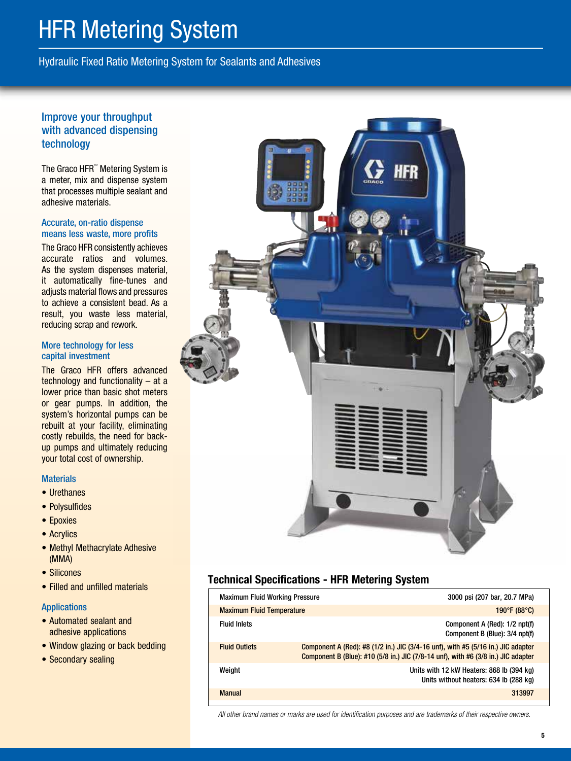# HFR Metering System

Hydraulic Fixed Ratio Metering System for Sealants and Adhesives

## Improve your throughput with advanced dispensing technology

The Graco HFR™ Metering System is a meter, mix and dispense system that processes multiple sealant and adhesive materials.

### Accurate, on-ratio dispense means less waste, more profits

The Graco HFR consistently achieves accurate ratios and volumes. As the system dispenses material, it automatically fine-tunes and adjusts material flows and pressures to achieve a consistent bead. As a result, you waste less material, reducing scrap and rework.

### More technology for less capital investment

The Graco HFR offers advanced technology and functionality – at a lower price than basic shot meters or gear pumps. In addition, the system's horizontal pumps can be rebuilt at your facility, eliminating costly rebuilds, the need for back-up pumps and ultimately reducing your total cost of ownership.

### Materials

- Urethanes
- Polysulfides
- Epoxies
- Acrylics
- Methyl Methacrylate Adhesive (MMA)
- Silicones
- Filled and unfilled materials

### Applications

- Automated sealant and adhesive applications
- Window glazing or back bedding
- Secondary sealing

## Technical Specifications - HFR Metering System

| | |
|---|---|
| Maximum Fluid Working Pressure | 3000 psi (207 bar, 20.7 MPa) |
| Maximum Fluid Temperature | 190°F (88°C) |
| Fluid Inlets | Component A (Red): 1/2 npt(f)<br>Component B (Blue): 3/4 npt(f) |
| Fluid Outlets | Component A (Red): #8 (1/2 in.) JIC (3/4-16 unf), with #5 (5/16 in.) JIC adapter<br>Component B (Blue): #10 (5/8 in.) JIC (7/8-14 unf), with #6 (3/8 in.) JIC adapter |
| Weight | Units with 12 kW Heaters: 868 lb (394 kg)<br>Units without heaters: 634 lb (288 kg) |
| Manual | 313997 |

*All other brand names or marks are used for identification purposes and are trademarks of their respective owners.*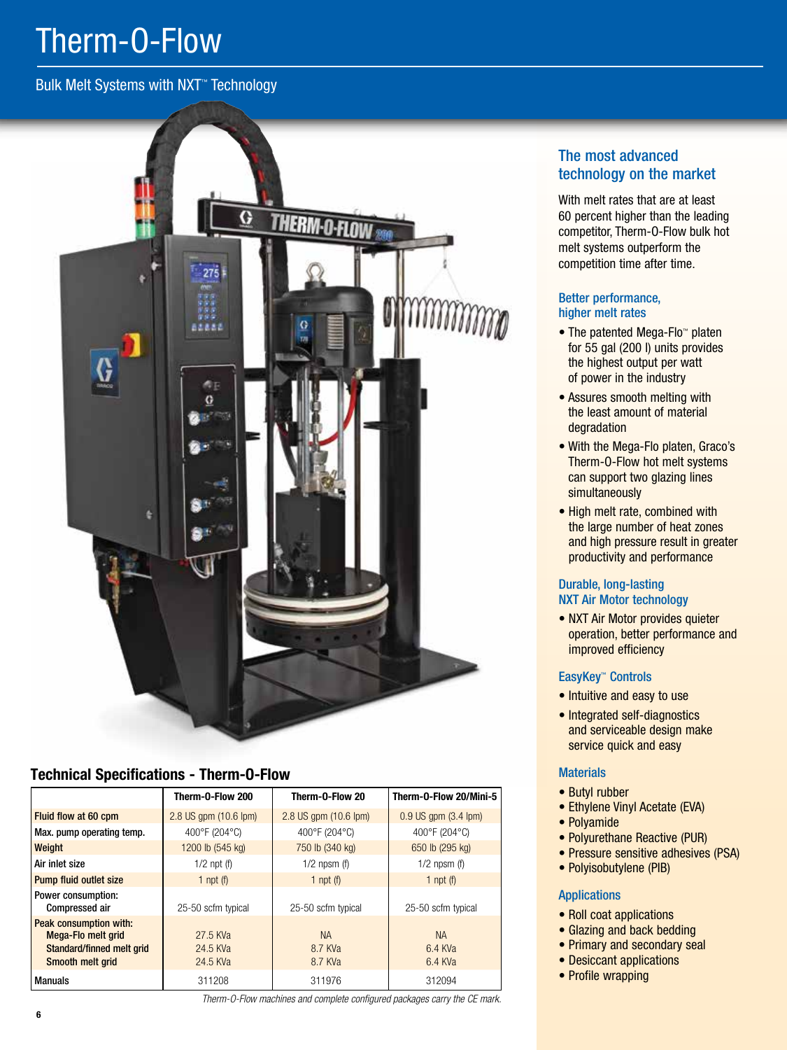# Therm-O-Flow

## Bulk Melt Systems with NXT™ Technology

## The most advanced technology on the market

With melt rates that are at least 60 percent higher than the leading competitor, Therm-O-Flow bulk hot melt systems outperform the competition time after time.

### Better performance, higher melt rates

- The patented Mega-Flo™ platen for 55 gal (200 l) units provides the highest output per watt of power in the industry
- Assures smooth melting with the least amount of material degradation
- With the Mega-Flo platen, Graco's Therm-O-Flow hot melt systems can support two glazing lines simultaneously
- High melt rate, combined with the large number of heat zones and high pressure result in greater productivity and performance

### Durable, long-lasting NXT Air Motor technology

- NXT Air Motor provides quieter operation, better performance and improved efficiency

### EasyKey™ Controls

- Intuitive and easy to use
- Integrated self-diagnostics and serviceable design make service quick and easy

### Materials

- Butyl rubber
- Ethylene Vinyl Acetate (EVA)
- Polyamide
- Polyurethane Reactive (PUR)
- Pressure sensitive adhesives (PSA)
- Polyisobutylene (PIB)

### Applications

- Roll coat applications
- Glazing and back bedding
- Primary and secondary seal
- Desiccant applications
- Profile wrapping

## Technical Specifications - Therm-O-Flow

| | Therm-O-Flow 200 | Therm-O-Flow 20 | Therm-O-Flow 20/Mini-5 |
|---|---|---|---|
| Fluid flow at 60 cpm | 2.8 US gpm (10.6 lpm) | 2.8 US gpm (10.6 lpm) | 0.9 US gpm (3.4 lpm) |
| Max. pump operating temp. | 400°F (204°C) | 400°F (204°C) | 400°F (204°C) |
| Weight | 1200 lb (545 kg) | 750 lb (340 kg) | 650 lb (295 kg) |
| Air inlet size | 1/2 npt (f) | 1/2 npsm (f) | 1/2 npsm (f) |
| Pump fluid outlet size | 1 npt (f) | 1 npt (f) | 1 npt (f) |
| Power consumption: Compressed air | 25-50 scfm typical | 25-50 scfm typical | 25-50 scfm typical |
| Peak consumption with: Mega-Flo melt grid | 27.5 KVa | NA | NA |
| Standard/finned melt grid | 24.5 KVa | 8.7 KVa | 6.4 KVa |
| Smooth melt grid | 24.5 KVa | 8.7 KVa | 6.4 KVa |
| Manuals | 311208 | 311976 | 312094 |

*Therm-O-Flow machines and complete configured packages carry the CE mark.*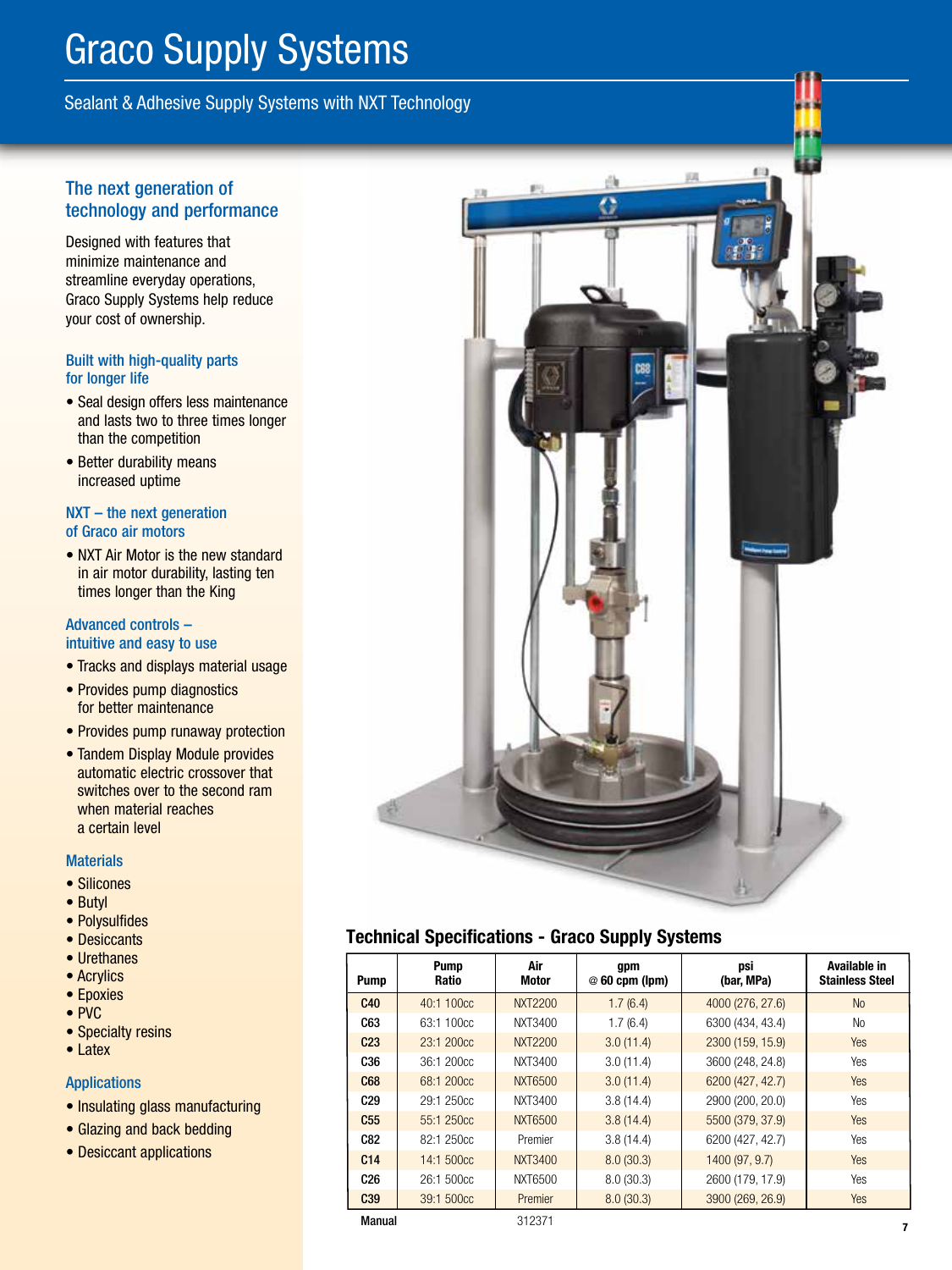# Graco Supply Systems

Sealant & Adhesive Supply Systems with NXT Technology

## The next generation of technology and performance

Designed with features that minimize maintenance and streamline everyday operations, Graco Supply Systems help reduce your cost of ownership.

### Built with high-quality parts for longer life

- Seal design offers less maintenance and lasts two to three times longer than the competition
- Better durability means increased uptime

### NXT – the next generation of Graco air motors

- NXT Air Motor is the new standard in air motor durability, lasting ten times longer than the King

### Advanced controls – intuitive and easy to use

- Tracks and displays material usage
- Provides pump diagnostics for better maintenance
- Provides pump runaway protection
- Tandem Display Module provides automatic electric crossover that switches over to the second ram when material reaches a certain level

### Materials

- Silicones
- Butyl
- Polysulfides
- Desiccants
- Urethanes
- Acrylics
- Epoxies
- PVC
- Specialty resins
- Latex

### Applications

- Insulating glass manufacturing
- Glazing and back bedding
- Desiccant applications

## Technical Specifications - Graco Supply Systems

| Pump | Pump Ratio | Air Motor | gpm @ 60 cpm (lpm) | psi (bar, MPa) | Available in Stainless Steel |
|---|---|---|---|---|---|
| C40 | 40:1 100cc | NXT2200 | 1.7 (6.4) | 4000 (276, 27.6) | No |
| C63 | 63:1 100cc | NXT3400 | 1.7 (6.4) | 6300 (434, 43.4) | No |
| C23 | 23:1 200cc | NXT2200 | 3.0 (11.4) | 2300 (159, 15.9) | Yes |
| C36 | 36:1 200cc | NXT3400 | 3.0 (11.4) | 3600 (248, 24.8) | Yes |
| C68 | 68:1 200cc | NXT6500 | 3.0 (11.4) | 6200 (427, 42.7) | Yes |
| C29 | 29:1 250cc | NXT3400 | 3.8 (14.4) | 2900 (200, 20.0) | Yes |
| C55 | 55:1 250cc | NXT6500 | 3.8 (14.4) | 5500 (379, 37.9) | Yes |
| C82 | 82:1 250cc | Premier | 3.8 (14.4) | 6200 (427, 42.7) | Yes |
| C14 | 14:1 500cc | NXT3400 | 8.0 (30.3) | 1400 (97, 9.7) | Yes |
| C26 | 26:1 500cc | NXT6500 | 8.0 (30.3) | 2600 (179, 17.9) | Yes |
| C39 | 39:1 500cc | Premier | 8.0 (30.3) | 3900 (269, 26.9) | Yes |
| Manual | | 312371 | | | |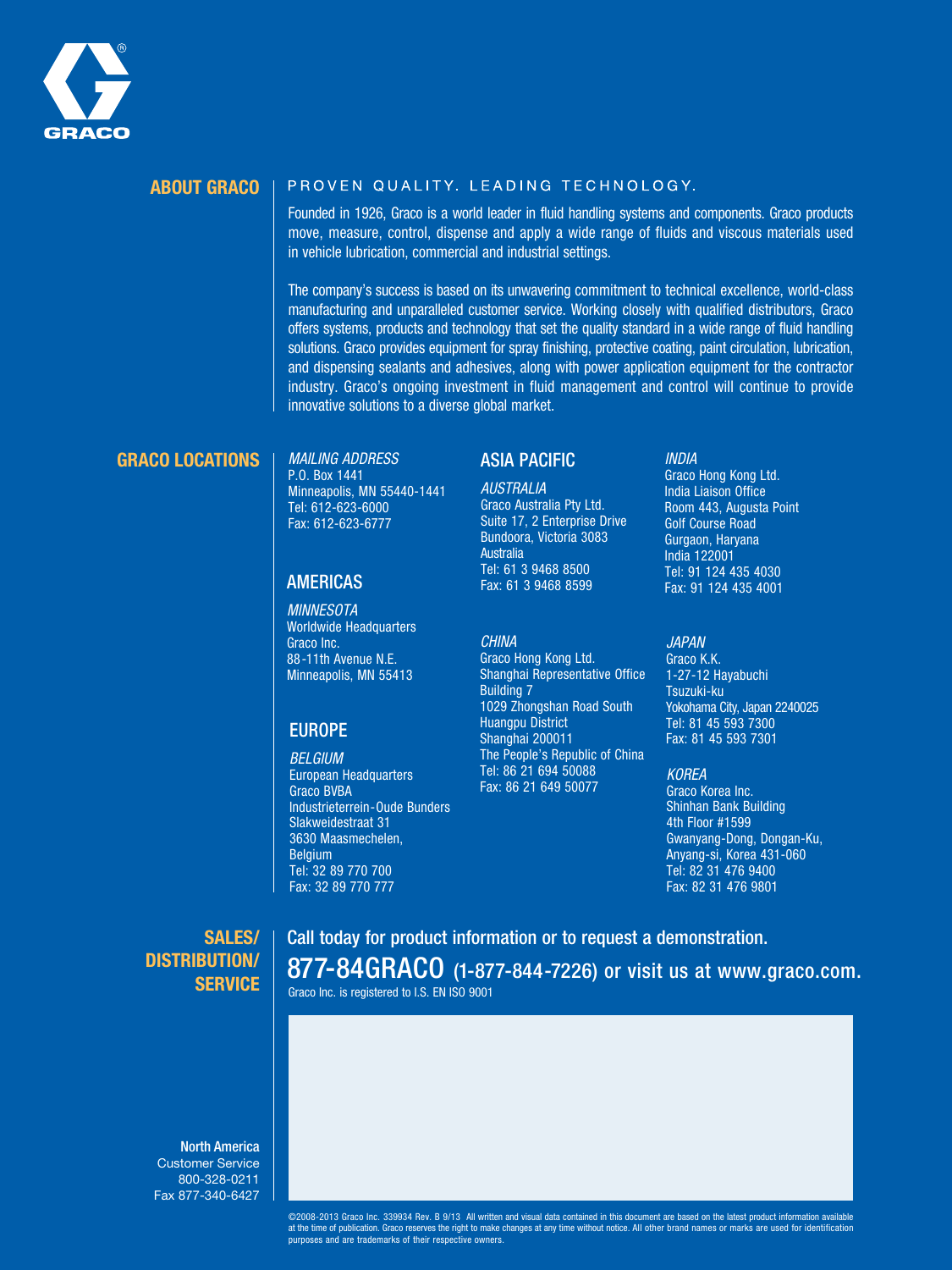GRACO

## ABOUT GRACO

PROVEN QUALITY. LEADING TECHNOLOGY.

Founded in 1926, Graco is a world leader in fluid handling systems and components. Graco products move, measure, control, dispense and apply a wide range of fluids and viscous materials used in vehicle lubrication, commercial and industrial settings.

The company's success is based on its unwavering commitment to technical excellence, world-class manufacturing and unparalleled customer service. Working closely with qualified distributors, Graco offers systems, products and technology that set the quality standard in a wide range of fluid handling solutions. Graco provides equipment for spray finishing, protective coating, paint circulation, lubrication, and dispensing sealants and adhesives, along with power application equipment for the contractor industry. Graco's ongoing investment in fluid management and control will continue to provide innovative solutions to a diverse global market.

## GRACO LOCATIONS

*MAILING ADDRESS*
P.O. Box 1441
Minneapolis, MN 55440-1441
Tel: 612-623-6000
Fax: 612-623-6777

### AMERICAS

*MINNESOTA*
Worldwide Headquarters
Graco Inc.
88-11th Avenue N.E.
Minneapolis, MN 55413

### EUROPE

*BELGIUM*
European Headquarters
Graco BVBA
Industrieterrein-Oude Bunders
Slakweidestraat 31
3630 Maasmechelen,
Belgium
Tel: 32 89 770 700
Fax: 32 89 770 777

### ASIA PACIFIC

*AUSTRALIA*
Graco Australia Pty Ltd.
Suite 17, 2 Enterprise Drive
Bundoora, Victoria 3083
Australia
Tel: 61 3 9468 8500
Fax: 61 3 9468 8599

*CHINA*
Graco Hong Kong Ltd.
Shanghai Representative Office
Building 7
1029 Zhongshan Road South
Huangpu District
Shanghai 200011
The People's Republic of China
Tel: 86 21 694 50088
Fax: 86 21 649 50077

*INDIA*
Graco Hong Kong Ltd.
India Liaison Office
Room 443, Augusta Point
Golf Course Road
Gurgaon, Haryana
India 122001
Tel: 91 124 435 4030
Fax: 91 124 435 4001

*JAPAN*
Graco K.K.
1-27-12 Hayabuchi
Tsuzuki-ku
Yokohama City, Japan 2240025
Tel: 81 45 593 7300
Fax: 81 45 593 7301

*KOREA*
Graco Korea Inc.
Shinhan Bank Building
4th Floor #1599
Gwanyang-Dong, Dongan-Ku,
Anyang-si, Korea 431-060
Tel: 82 31 476 9400
Fax: 82 31 476 9801

## SALES/ DISTRIBUTION/ SERVICE

Call today for product information or to request a demonstration.

**877-84GRACO** (1-877-844-7226) or visit us at www.graco.com.

Graco Inc. is registered to I.S. EN ISO 9001

**North America**
Customer Service
800-328-0211
Fax 877-340-6427

©2008-2013 Graco Inc. 339934 Rev. B 9/13 All written and visual data contained in this document are based on the latest product information available at the time of publication. Graco reserves the right to make changes at any time without notice. All other brand names or marks are used for identification purposes and are trademarks of their respective owners.